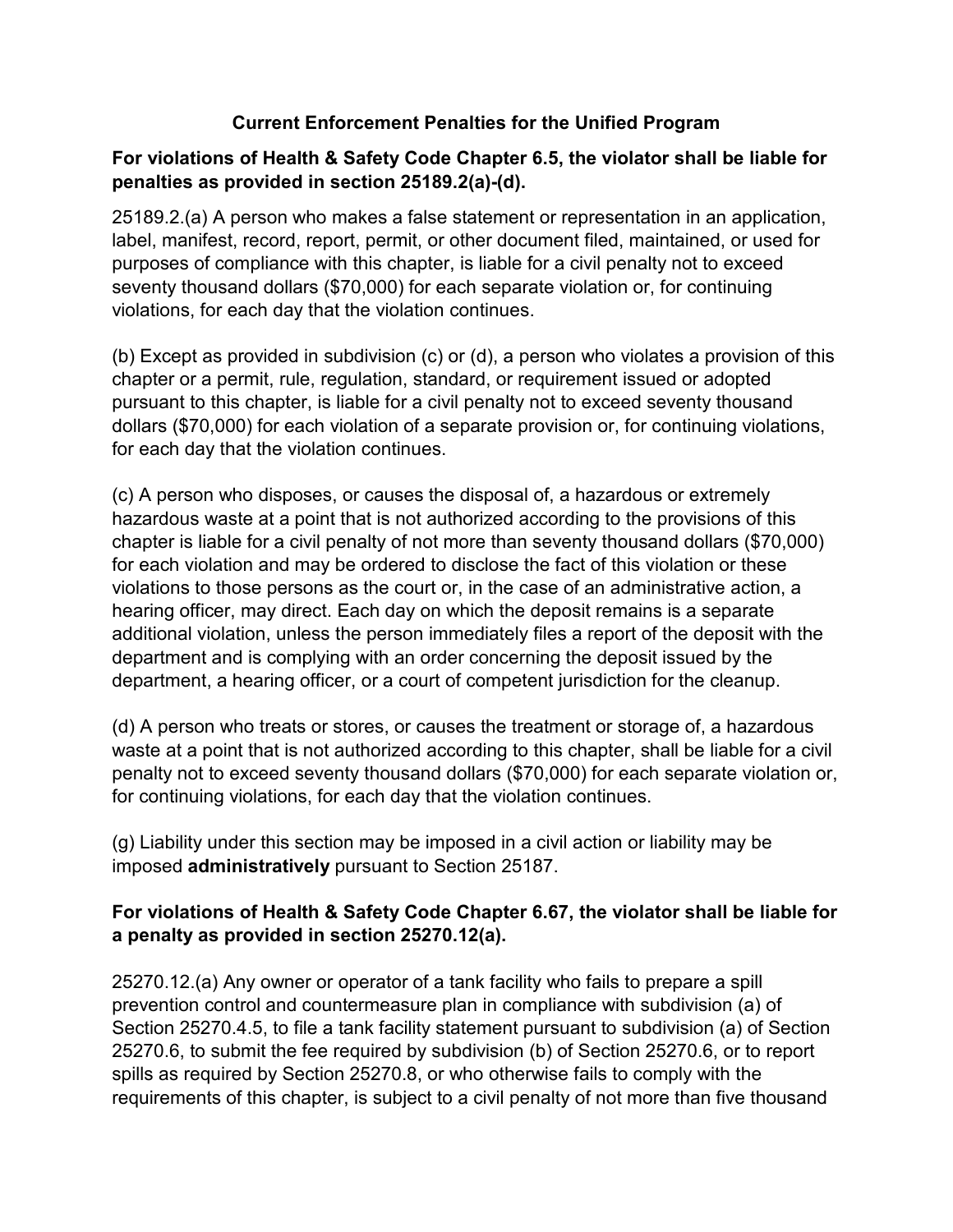## Current Enforcement Penalties for the Unified Program

**For violations of Health & Safety Code Chapter 6.5, the violator shall be liable for penalties as provided in section 25189.2(a)-(d).**

25189.2.(a) A person who makes a false statement or representation in an application, label, manifest, record, report, permit, or other document filed, maintained, or used for purposes of compliance with this chapter, is liable for a civil penalty not to exceed seventy thousand dollars ($70,000) for each separate violation or, for continuing violations, for each day that the violation continues.

(b) Except as provided in subdivision (c) or (d), a person who violates a provision of this chapter or a permit, rule, regulation, standard, or requirement issued or adopted pursuant to this chapter, is liable for a civil penalty not to exceed seventy thousand dollars ($70,000) for each violation of a separate provision or, for continuing violations, for each day that the violation continues.

(c) A person who disposes, or causes the disposal of, a hazardous or extremely hazardous waste at a point that is not authorized according to the provisions of this chapter is liable for a civil penalty of not more than seventy thousand dollars ($70,000) for each violation and may be ordered to disclose the fact of this violation or these violations to those persons as the court or, in the case of an administrative action, a hearing officer, may direct. Each day on which the deposit remains is a separate additional violation, unless the person immediately files a report of the deposit with the department and is complying with an order concerning the deposit issued by the department, a hearing officer, or a court of competent jurisdiction for the cleanup.

(d) A person who treats or stores, or causes the treatment or storage of, a hazardous waste at a point that is not authorized according to this chapter, shall be liable for a civil penalty not to exceed seventy thousand dollars ($70,000) for each separate violation or, for continuing violations, for each day that the violation continues.

(g) Liability under this section may be imposed in a civil action or liability may be imposed **administratively** pursuant to Section 25187.

**For violations of Health & Safety Code Chapter 6.67, the violator shall be liable for a penalty as provided in section 25270.12(a).**

25270.12.(a) Any owner or operator of a tank facility who fails to prepare a spill prevention control and countermeasure plan in compliance with subdivision (a) of Section 25270.4.5, to file a tank facility statement pursuant to subdivision (a) of Section 25270.6, to submit the fee required by subdivision (b) of Section 25270.6, or to report spills as required by Section 25270.8, or who otherwise fails to comply with the requirements of this chapter, is subject to a civil penalty of not more than five thousand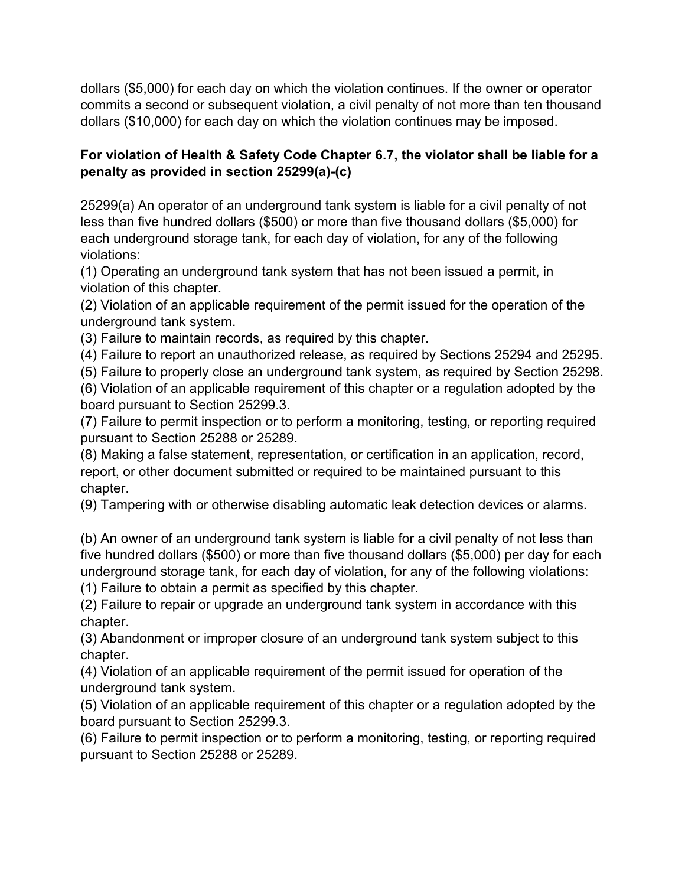dollars ($5,000) for each day on which the violation continues. If the owner or operator commits a second or subsequent violation, a civil penalty of not more than ten thousand dollars ($10,000) for each day on which the violation continues may be imposed.

**For violation of Health & Safety Code Chapter 6.7, the violator shall be liable for a penalty as provided in section 25299(a)-(c)**

25299(a) An operator of an underground tank system is liable for a civil penalty of not less than five hundred dollars ($500) or more than five thousand dollars ($5,000) for each underground storage tank, for each day of violation, for any of the following violations:
(1) Operating an underground tank system that has not been issued a permit, in violation of this chapter.
(2) Violation of an applicable requirement of the permit issued for the operation of the underground tank system.
(3) Failure to maintain records, as required by this chapter.
(4) Failure to report an unauthorized release, as required by Sections 25294 and 25295.
(5) Failure to properly close an underground tank system, as required by Section 25298.
(6) Violation of an applicable requirement of this chapter or a regulation adopted by the board pursuant to Section 25299.3.
(7) Failure to permit inspection or to perform a monitoring, testing, or reporting required pursuant to Section 25288 or 25289.
(8) Making a false statement, representation, or certification in an application, record, report, or other document submitted or required to be maintained pursuant to this chapter.
(9) Tampering with or otherwise disabling automatic leak detection devices or alarms.

(b) An owner of an underground tank system is liable for a civil penalty of not less than five hundred dollars ($500) or more than five thousand dollars ($5,000) per day for each underground storage tank, for each day of violation, for any of the following violations:
(1) Failure to obtain a permit as specified by this chapter.
(2) Failure to repair or upgrade an underground tank system in accordance with this chapter.
(3) Abandonment or improper closure of an underground tank system subject to this chapter.
(4) Violation of an applicable requirement of the permit issued for operation of the underground tank system.
(5) Violation of an applicable requirement of this chapter or a regulation adopted by the board pursuant to Section 25299.3.
(6) Failure to permit inspection or to perform a monitoring, testing, or reporting required pursuant to Section 25288 or 25289.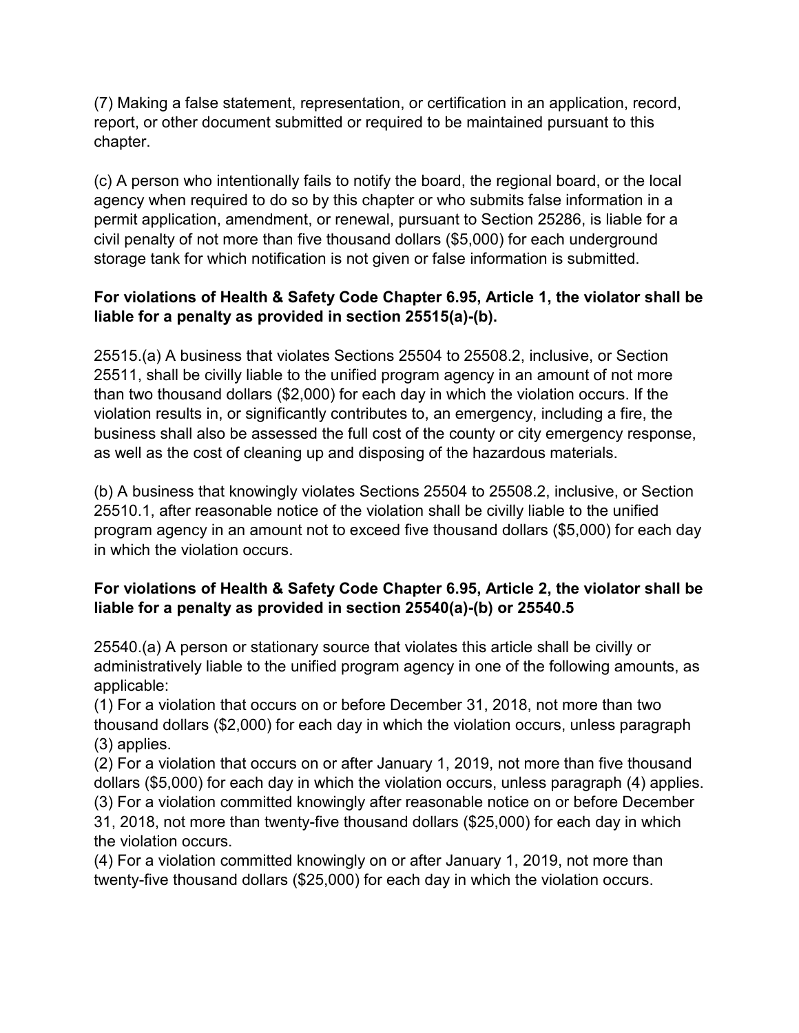(7) Making a false statement, representation, or certification in an application, record, report, or other document submitted or required to be maintained pursuant to this chapter.

(c) A person who intentionally fails to notify the board, the regional board, or the local agency when required to do so by this chapter or who submits false information in a permit application, amendment, or renewal, pursuant to Section 25286, is liable for a civil penalty of not more than five thousand dollars ($5,000) for each underground storage tank for which notification is not given or false information is submitted.

**For violations of Health & Safety Code Chapter 6.95, Article 1, the violator shall be liable for a penalty as provided in section 25515(a)-(b).**

25515.(a) A business that violates Sections 25504 to 25508.2, inclusive, or Section 25511, shall be civilly liable to the unified program agency in an amount of not more than two thousand dollars ($2,000) for each day in which the violation occurs. If the violation results in, or significantly contributes to, an emergency, including a fire, the business shall also be assessed the full cost of the county or city emergency response, as well as the cost of cleaning up and disposing of the hazardous materials.

(b) A business that knowingly violates Sections 25504 to 25508.2, inclusive, or Section 25510.1, after reasonable notice of the violation shall be civilly liable to the unified program agency in an amount not to exceed five thousand dollars ($5,000) for each day in which the violation occurs.

**For violations of Health & Safety Code Chapter 6.95, Article 2, the violator shall be liable for a penalty as provided in section 25540(a)-(b) or 25540.5**

25540.(a) A person or stationary source that violates this article shall be civilly or administratively liable to the unified program agency in one of the following amounts, as applicable:
(1) For a violation that occurs on or before December 31, 2018, not more than two thousand dollars ($2,000) for each day in which the violation occurs, unless paragraph (3) applies.
(2) For a violation that occurs on or after January 1, 2019, not more than five thousand dollars ($5,000) for each day in which the violation occurs, unless paragraph (4) applies.
(3) For a violation committed knowingly after reasonable notice on or before December 31, 2018, not more than twenty-five thousand dollars ($25,000) for each day in which the violation occurs.
(4) For a violation committed knowingly on or after January 1, 2019, not more than twenty-five thousand dollars ($25,000) for each day in which the violation occurs.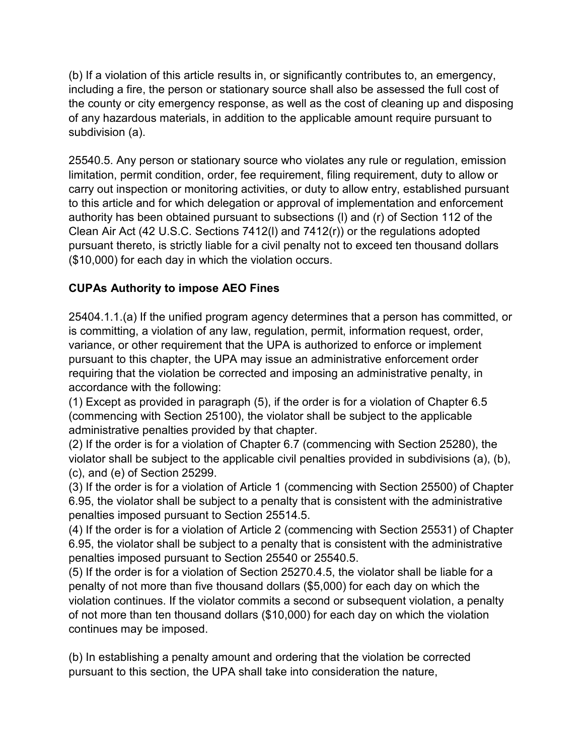(b) If a violation of this article results in, or significantly contributes to, an emergency, including a fire, the person or stationary source shall also be assessed the full cost of the county or city emergency response, as well as the cost of cleaning up and disposing of any hazardous materials, in addition to the applicable amount require pursuant to subdivision (a).

25540.5. Any person or stationary source who violates any rule or regulation, emission limitation, permit condition, order, fee requirement, filing requirement, duty to allow or carry out inspection or monitoring activities, or duty to allow entry, established pursuant to this article and for which delegation or approval of implementation and enforcement authority has been obtained pursuant to subsections (l) and (r) of Section 112 of the Clean Air Act (42 U.S.C. Sections 7412(l) and 7412(r)) or the regulations adopted pursuant thereto, is strictly liable for a civil penalty not to exceed ten thousand dollars ($10,000) for each day in which the violation occurs.

**CUPAs Authority to impose AEO Fines**

25404.1.1.(a) If the unified program agency determines that a person has committed, or is committing, a violation of any law, regulation, permit, information request, order, variance, or other requirement that the UPA is authorized to enforce or implement pursuant to this chapter, the UPA may issue an administrative enforcement order requiring that the violation be corrected and imposing an administrative penalty, in accordance with the following:
(1) Except as provided in paragraph (5), if the order is for a violation of Chapter 6.5 (commencing with Section 25100), the violator shall be subject to the applicable administrative penalties provided by that chapter.
(2) If the order is for a violation of Chapter 6.7 (commencing with Section 25280), the violator shall be subject to the applicable civil penalties provided in subdivisions (a), (b), (c), and (e) of Section 25299.
(3) If the order is for a violation of Article 1 (commencing with Section 25500) of Chapter 6.95, the violator shall be subject to a penalty that is consistent with the administrative penalties imposed pursuant to Section 25514.5.
(4) If the order is for a violation of Article 2 (commencing with Section 25531) of Chapter 6.95, the violator shall be subject to a penalty that is consistent with the administrative penalties imposed pursuant to Section 25540 or 25540.5.
(5) If the order is for a violation of Section 25270.4.5, the violator shall be liable for a penalty of not more than five thousand dollars ($5,000) for each day on which the violation continues. If the violator commits a second or subsequent violation, a penalty of not more than ten thousand dollars ($10,000) for each day on which the violation continues may be imposed.

(b) In establishing a penalty amount and ordering that the violation be corrected pursuant to this section, the UPA shall take into consideration the nature,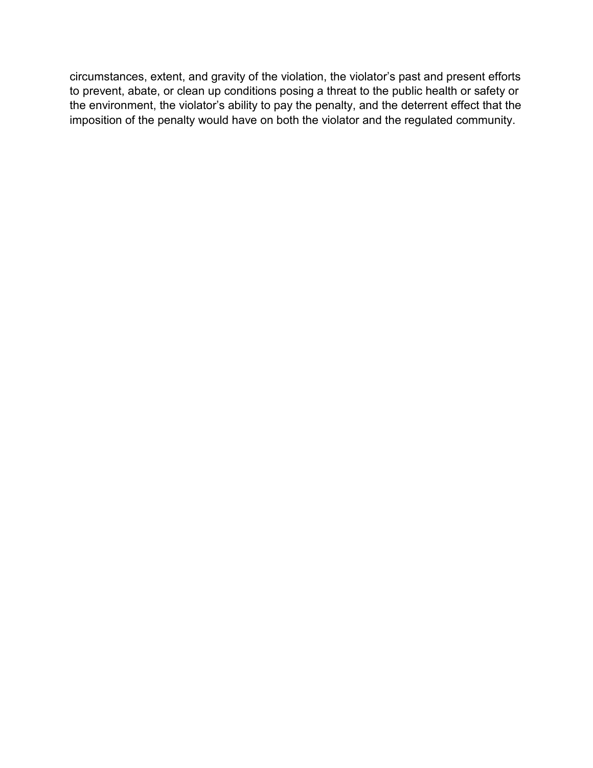circumstances, extent, and gravity of the violation, the violator’s past and present efforts to prevent, abate, or clean up conditions posing a threat to the public health or safety or the environment, the violator’s ability to pay the penalty, and the deterrent effect that the imposition of the penalty would have on both the violator and the regulated community.